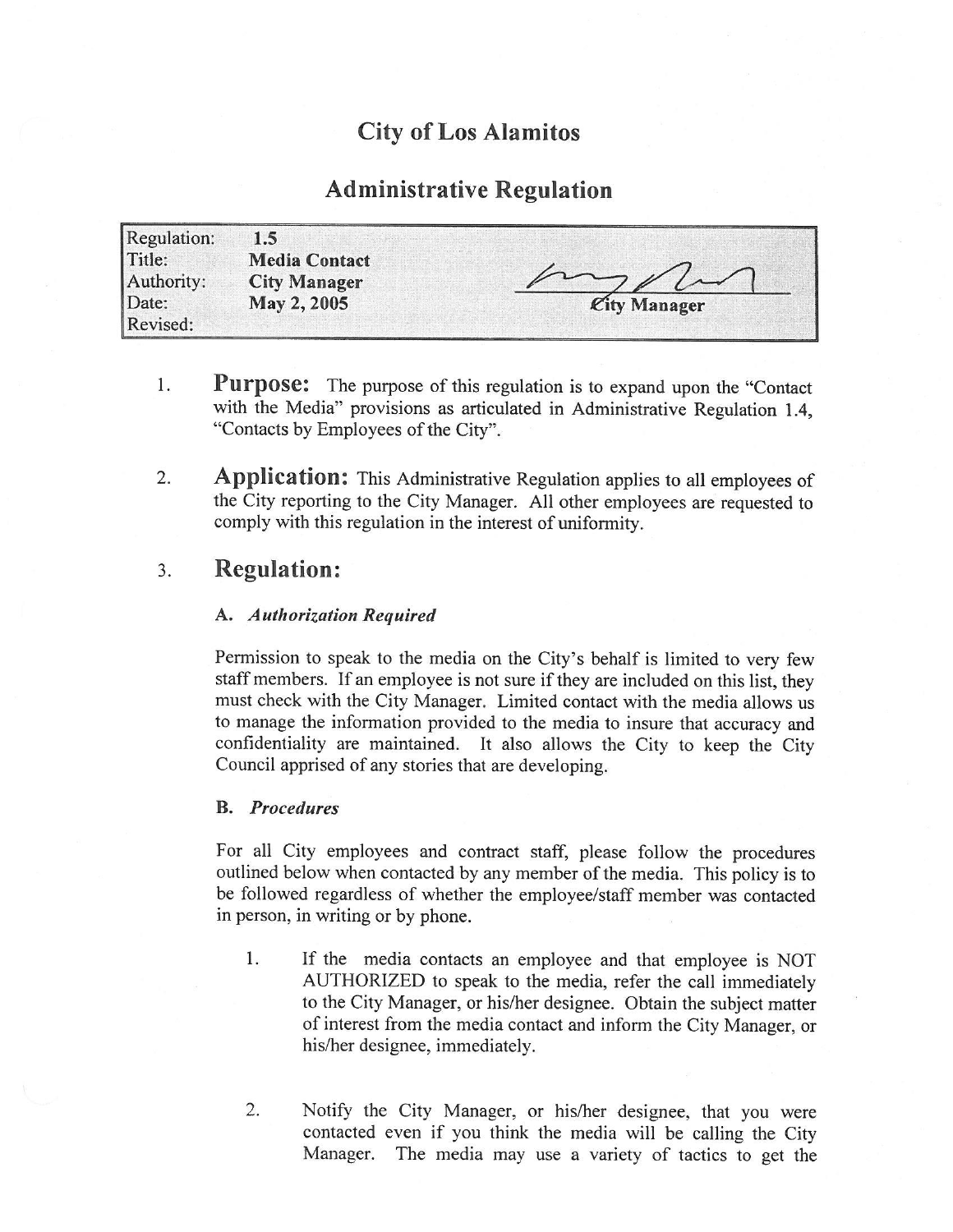# City of Los Alamitos

## Administrative Regulation

| | | |
|---|---|---|
| Regulation: | **1.5** | |
| Title: | **Media Contact** | |
| Authority: | **City Manager** | |
| Date: | **May 2, 2005** | **City Manager** |
| Revised: | | |

1. **Purpose:** The purpose of this regulation is to expand upon the "Contact with the Media" provisions as articulated in Administrative Regulation 1.4, "Contacts by Employees of the City".

2. **Application:** This Administrative Regulation applies to all employees of the City reporting to the City Manager. All other employees are requested to comply with this regulation in the interest of uniformity.

3. **Regulation:**

### A. *Authorization Required*

Permission to speak to the media on the City's behalf is limited to very few staff members. If an employee is not sure if they are included on this list, they must check with the City Manager. Limited contact with the media allows us to manage the information provided to the media to insure that accuracy and confidentiality are maintained. It also allows the City to keep the City Council apprised of any stories that are developing.

### B. *Procedures*

For all City employees and contract staff, please follow the procedures outlined below when contacted by any member of the media. This policy is to be followed regardless of whether the employee/staff member was contacted in person, in writing or by phone.

1. If the media contacts an employee and that employee is NOT AUTHORIZED to speak to the media, refer the call immediately to the City Manager, or his/her designee. Obtain the subject matter of interest from the media contact and inform the City Manager, or his/her designee, immediately.

2. Notify the City Manager, or his/her designee, that you were contacted even if you think the media will be calling the City Manager. The media may use a variety of tactics to get the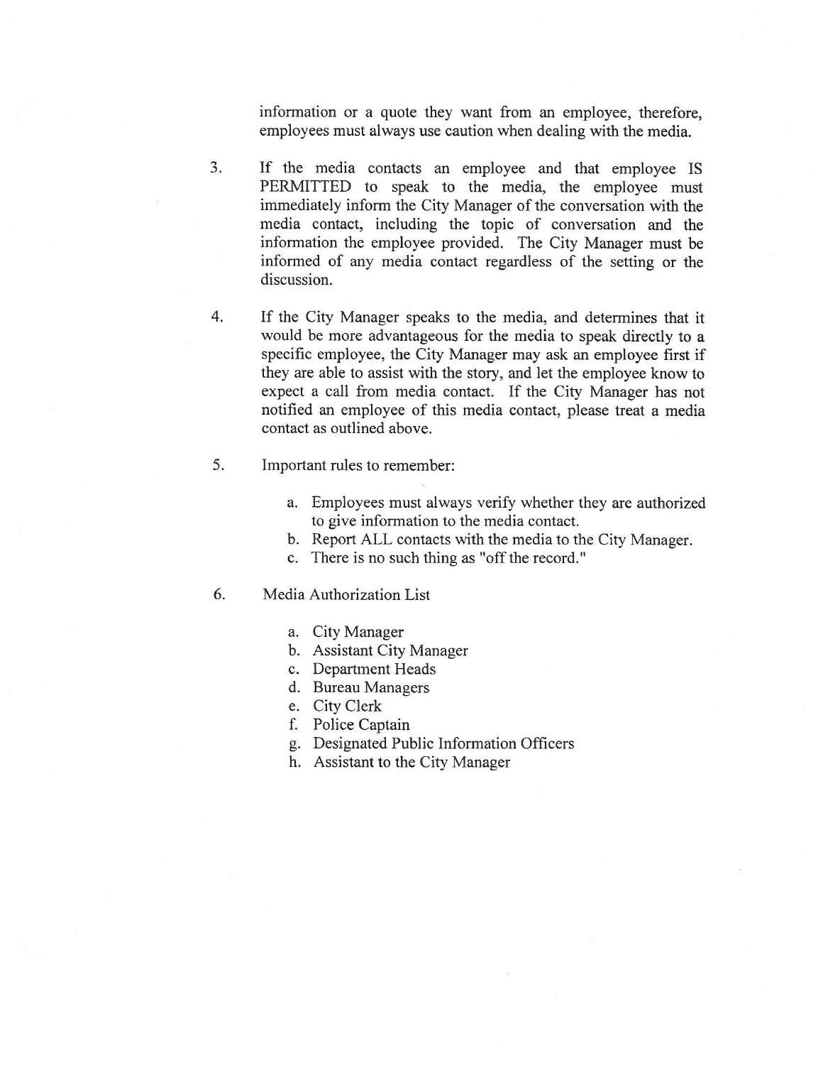information or a quote they want from an employee, therefore, employees must always use caution when dealing with the media.

3. If the media contacts an employee and that employee IS PERMITTED to speak to the media, the employee must immediately inform the City Manager of the conversation with the media contact, including the topic of conversation and the information the employee provided. The City Manager must be informed of any media contact regardless of the setting or the discussion.

4. If the City Manager speaks to the media, and determines that it would be more advantageous for the media to speak directly to a specific employee, the City Manager may ask an employee first if they are able to assist with the story, and let the employee know to expect a call from media contact. If the City Manager has not notified an employee of this media contact, please treat a media contact as outlined above.

5. Important rules to remember:

   a. Employees must always verify whether they are authorized to give information to the media contact.
   b. Report ALL contacts with the media to the City Manager.
   c. There is no such thing as "off the record."

6. Media Authorization List

   a. City Manager
   b. Assistant City Manager
   c. Department Heads
   d. Bureau Managers
   e. City Clerk
   f. Police Captain
   g. Designated Public Information Officers
   h. Assistant to the City Manager